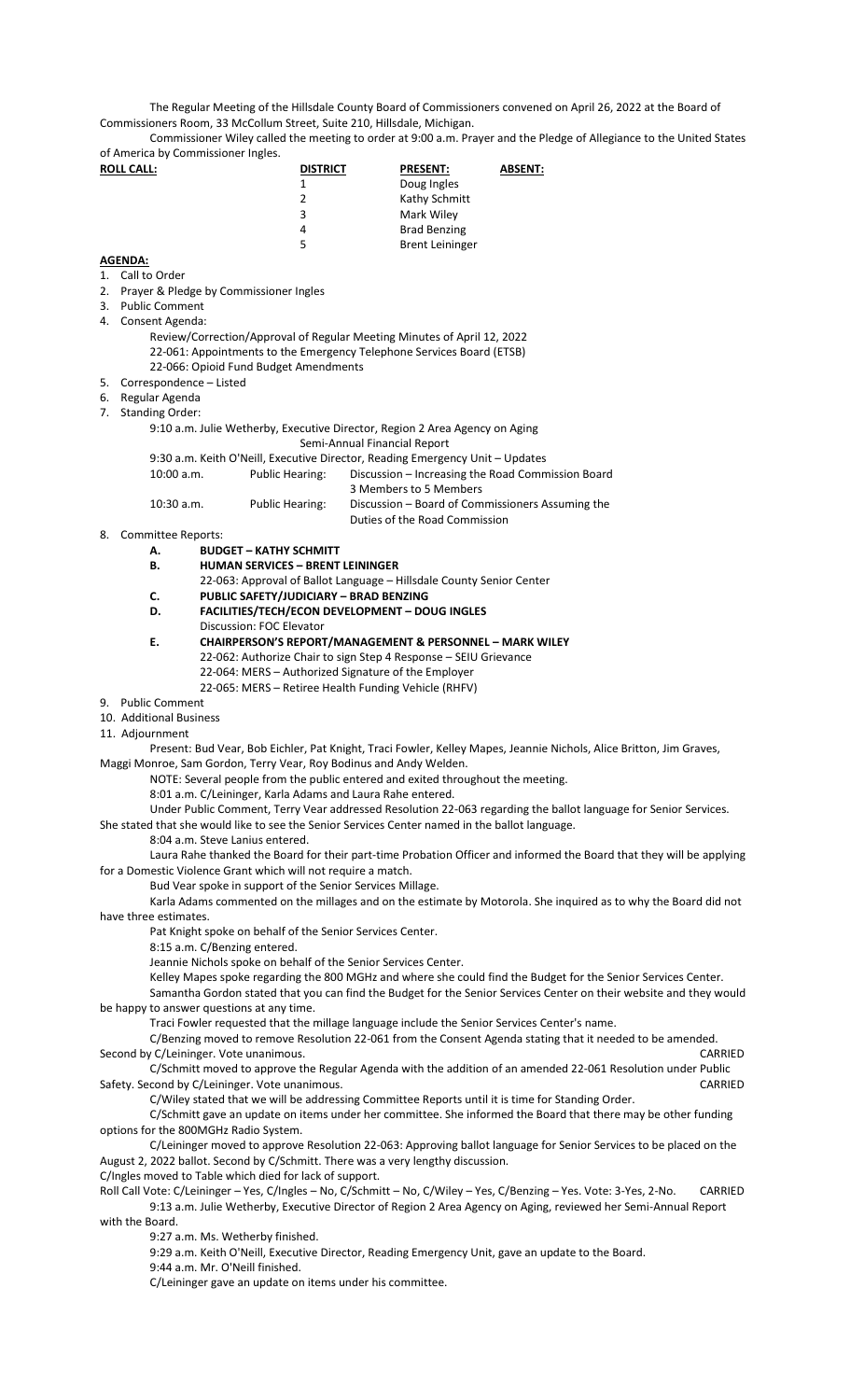The Regular Meeting of the Hillsdale County Board of Commissioners convened on April 26, 2022 at the Board of Commissioners Room, 33 McCollum Street, Suite 210, Hillsdale, Michigan.

Commissioner Wiley called the meeting to order at 9:00 a.m. Prayer and the Pledge of Allegiance to the United States of America by Commissioner Ingles.

| ROLL CALL: | DISTRICT | PRESENT: | ABSENT: |
|---|---|---|---|
| | 1 | Doug Ingles | |
| | 2 | Kathy Schmitt | |
| | 3 | Mark Wiley | |
| | 4 | Brad Benzing | |
| | 5 | Brent Leininger | |

**AGENDA:**

1. Call to Order
2. Prayer & Pledge by Commissioner Ingles
3. Public Comment
4. Consent Agenda:
   - Review/Correction/Approval of Regular Meeting Minutes of April 12, 2022
   - 22-061: Appointments to the Emergency Telephone Services Board (ETSB)
   - 22-066: Opioid Fund Budget Amendments
5. Correspondence – Listed
6. Regular Agenda
7. Standing Order:
   - 9:10 a.m. Julie Wetherby, Executive Director, Region 2 Area Agency on Aging – Semi-Annual Financial Report
   - 9:30 a.m. Keith O'Neill, Executive Director, Reading Emergency Unit – Updates
   - 10:00 a.m. Public Hearing: Discussion – Increasing the Road Commission Board 3 Members to 5 Members
   - 10:30 a.m. Public Hearing: Discussion – Board of Commissioners Assuming the Duties of the Road Commission
8. Committee Reports:
   - **A. BUDGET – KATHY SCHMITT**
   - **B. HUMAN SERVICES – BRENT LEININGER**
     - 22-063: Approval of Ballot Language – Hillsdale County Senior Center
   - **C. PUBLIC SAFETY/JUDICIARY – BRAD BENZING**
   - **D. FACILITIES/TECH/ECON DEVELOPMENT – DOUG INGLES**
     - Discussion: FOC Elevator
   - **E. CHAIRPERSON'S REPORT/MANAGEMENT & PERSONNEL – MARK WILEY**
     - 22-062: Authorize Chair to sign Step 4 Response – SEIU Grievance
     - 22-064: MERS – Authorized Signature of the Employer
     - 22-065: MERS – Retiree Health Funding Vehicle (RHFV)
9. Public Comment
10. Additional Business
11. Adjournment

Present: Bud Vear, Bob Eichler, Pat Knight, Traci Fowler, Kelley Mapes, Jeannie Nichols, Alice Britton, Jim Graves, Maggi Monroe, Sam Gordon, Terry Vear, Roy Bodinus and Andy Welden.

NOTE: Several people from the public entered and exited throughout the meeting.

8:01 a.m. C/Leininger, Karla Adams and Laura Rahe entered.

Under Public Comment, Terry Vear addressed Resolution 22-063 regarding the ballot language for Senior Services. She stated that she would like to see the Senior Services Center named in the ballot language.

8:04 a.m. Steve Lanius entered.

Laura Rahe thanked the Board for their part-time Probation Officer and informed the Board that they will be applying for a Domestic Violence Grant which will not require a match.

Bud Vear spoke in support of the Senior Services Millage.

Karla Adams commented on the millages and on the estimate by Motorola. She inquired as to why the Board did not have three estimates.

Pat Knight spoke on behalf of the Senior Services Center.

8:15 a.m. C/Benzing entered.

Jeannie Nichols spoke on behalf of the Senior Services Center.

Kelley Mapes spoke regarding the 800 MGHz and where she could find the Budget for the Senior Services Center.

Samantha Gordon stated that you can find the Budget for the Senior Services Center on their website and they would be happy to answer questions at any time.

Traci Fowler requested that the millage language include the Senior Services Center's name.

C/Benzing moved to remove Resolution 22-061 from the Consent Agenda stating that it needed to be amended. Second by C/Leininger. Vote unanimous. CARRIED

C/Schmitt moved to approve the Regular Agenda with the addition of an amended 22-061 Resolution under Public Safety. Second by C/Leininger. Vote unanimous. CARRIED

C/Wiley stated that we will be addressing Committee Reports until it is time for Standing Order.

C/Schmitt gave an update on items under her committee. She informed the Board that there may be other funding options for the 800MGHz Radio System.

C/Leininger moved to approve Resolution 22-063: Approving ballot language for Senior Services to be placed on the August 2, 2022 ballot. Second by C/Schmitt. There was a very lengthy discussion.

C/Ingles moved to Table which died for lack of support.

Roll Call Vote: C/Leininger – Yes, C/Ingles – No, C/Schmitt – No, C/Wiley – Yes, C/Benzing – Yes. Vote: 3-Yes, 2-No. CARRIED

9:13 a.m. Julie Wetherby, Executive Director of Region 2 Area Agency on Aging, reviewed her Semi-Annual Report with the Board.

9:27 a.m. Ms. Wetherby finished.

9:29 a.m. Keith O'Neill, Executive Director, Reading Emergency Unit, gave an update to the Board.

9:44 a.m. Mr. O'Neill finished.

C/Leininger gave an update on items under his committee.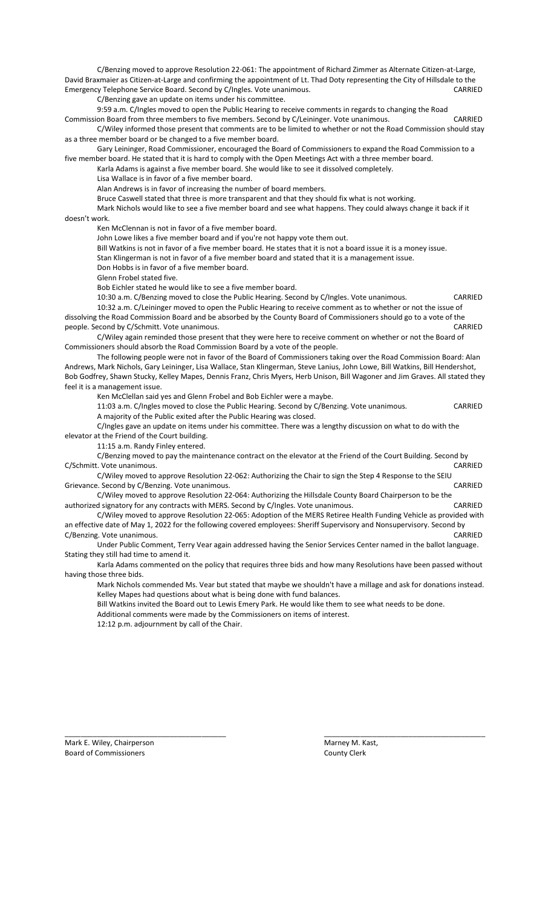C/Benzing moved to approve Resolution 22-061: The appointment of Richard Zimmer as Alternate Citizen-at-Large, David Braxmaier as Citizen-at-Large and confirming the appointment of Lt. Thad Doty representing the City of Hillsdale to the Emergency Telephone Service Board. Second by C/Ingles. Vote unanimous. CARRIED

C/Benzing gave an update on items under his committee.

9:59 a.m. C/Ingles moved to open the Public Hearing to receive comments in regards to changing the Road Commission Board from three members to five members. Second by C/Leininger. Vote unanimous. CARRIED

C/Wiley informed those present that comments are to be limited to whether or not the Road Commission should stay as a three member board or be changed to a five member board.

Gary Leininger, Road Commissioner, encouraged the Board of Commissioners to expand the Road Commission to a five member board. He stated that it is hard to comply with the Open Meetings Act with a three member board.

Karla Adams is against a five member board. She would like to see it dissolved completely.

Lisa Wallace is in favor of a five member board.

Alan Andrews is in favor of increasing the number of board members.

Bruce Caswell stated that three is more transparent and that they should fix what is not working.

Mark Nichols would like to see a five member board and see what happens. They could always change it back if it doesn't work.

Ken McClennan is not in favor of a five member board.

John Lowe likes a five member board and if you're not happy vote them out.

Bill Watkins is not in favor of a five member board. He states that it is not a board issue it is a money issue.

Stan Klingerman is not in favor of a five member board and stated that it is a management issue.

Don Hobbs is in favor of a five member board.

Glenn Frobel stated five.

Bob Eichler stated he would like to see a five member board.

10:30 a.m. C/Benzing moved to close the Public Hearing. Second by C/Ingles. Vote unanimous. CARRIED

10:32 a.m. C/Leininger moved to open the Public Hearing to receive comment as to whether or not the issue of dissolving the Road Commission Board and be absorbed by the County Board of Commissioners should go to a vote of the people. Second by C/Schmitt. Vote unanimous. CARRIED

C/Wiley again reminded those present that they were here to receive comment on whether or not the Board of Commissioners should absorb the Road Commission Board by a vote of the people.

The following people were not in favor of the Board of Commissioners taking over the Road Commission Board: Alan Andrews, Mark Nichols, Gary Leininger, Lisa Wallace, Stan Klingerman, Steve Lanius, John Lowe, Bill Watkins, Bill Hendershot, Bob Godfrey, Shawn Stucky, Kelley Mapes, Dennis Franz, Chris Myers, Herb Unison, Bill Wagoner and Jim Graves. All stated they feel it is a management issue.

Ken McClellan said yes and Glenn Frobel and Bob Eichler were a maybe.

11:03 a.m. C/Ingles moved to close the Public Hearing. Second by C/Benzing. Vote unanimous. CARRIED

A majority of the Public exited after the Public Hearing was closed.

C/Ingles gave an update on items under his committee. There was a lengthy discussion on what to do with the elevator at the Friend of the Court building.

11:15 a.m. Randy Finley entered.

C/Benzing moved to pay the maintenance contract on the elevator at the Friend of the Court Building. Second by C/Schmitt. Vote unanimous. CARRIED

C/Wiley moved to approve Resolution 22-062: Authorizing the Chair to sign the Step 4 Response to the SEIU Grievance. Second by C/Benzing. Vote unanimous. CARRIED

C/Wiley moved to approve Resolution 22-064: Authorizing the Hillsdale County Board Chairperson to be the authorized signatory for any contracts with MERS. Second by C/Ingles. Vote unanimous. CARRIED

C/Wiley moved to approve Resolution 22-065: Adoption of the MERS Retiree Health Funding Vehicle as provided with an effective date of May 1, 2022 for the following covered employees: Sheriff Supervisory and Nonsupervisory. Second by C/Benzing. Vote unanimous. CARRIED

Under Public Comment, Terry Vear again addressed having the Senior Services Center named in the ballot language. Stating they still had time to amend it.

Karla Adams commented on the policy that requires three bids and how many Resolutions have been passed without having those three bids.

Mark Nichols commended Ms. Vear but stated that maybe we shouldn't have a millage and ask for donations instead.

Kelley Mapes had questions about what is being done with fund balances.

Bill Watkins invited the Board out to Lewis Emery Park. He would like them to see what needs to be done.

Additional comments were made by the Commissioners on items of interest.

12:12 p.m. adjournment by call of the Chair.

\_\_\_\_\_\_\_\_\_\_\_\_\_\_\_\_\_\_\_\_\_\_\_\_\_\_\_\_\_\_\_\_\_\_\_\_\_\_\_\_
Mark E. Wiley, Chairperson
Board of Commissioners

\_\_\_\_\_\_\_\_\_\_\_\_\_\_\_\_\_\_\_\_\_\_\_\_\_\_\_\_\_\_\_\_\_\_\_\_\_\_\_\_
Marney M. Kast,
County Clerk